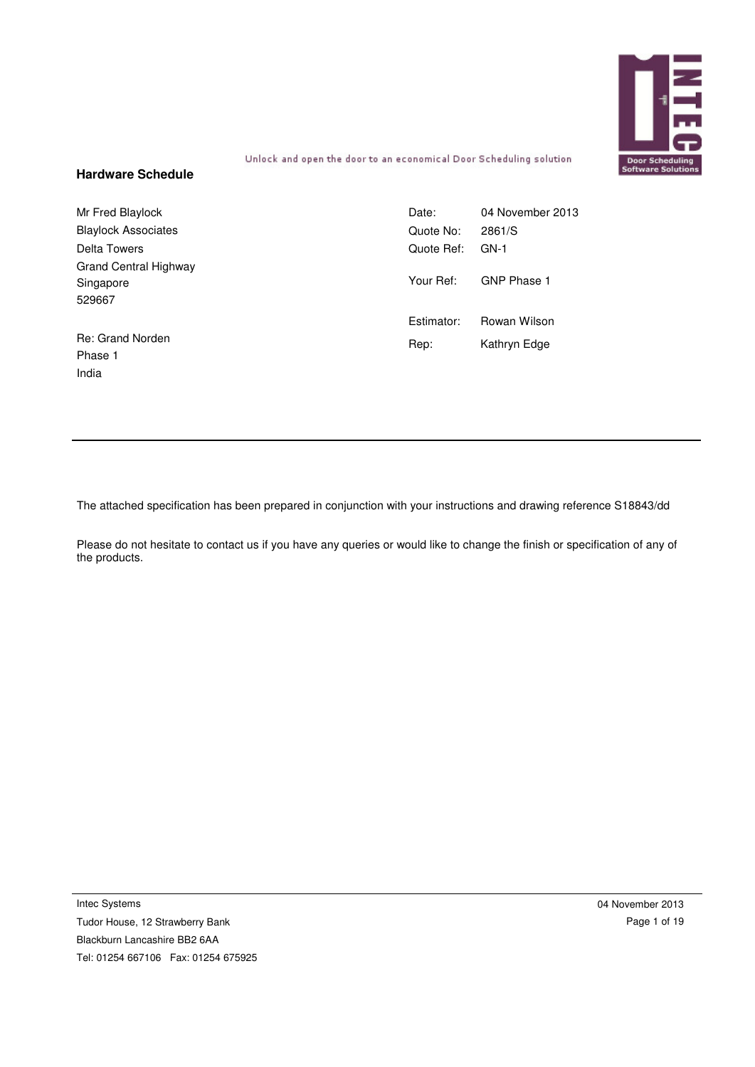Unlock and open the door to an economical Door Scheduling solution

## Hardware Schedule

Mr Fred Blaylock
Blaylock Associates
Delta Towers
Grand Central Highway
Singapore
529667

Re: Grand Norden
Phase 1
India

Date: 04 November 2013
Quote No: 2861/S
Quote Ref: GN-1

Your Ref: GNP Phase 1

Estimator: Rowan Wilson
Rep: Kathryn Edge

---

The attached specification has been prepared in conjunction with your instructions and drawing reference S18843/dd

Please do not hesitate to contact us if you have any queries or would like to change the finish or specification of any of the products.

Intec Systems
Tudor House, 12 Strawberry Bank
Blackburn Lancashire BB2 6AA
Tel: 01254 667106 Fax: 01254 675925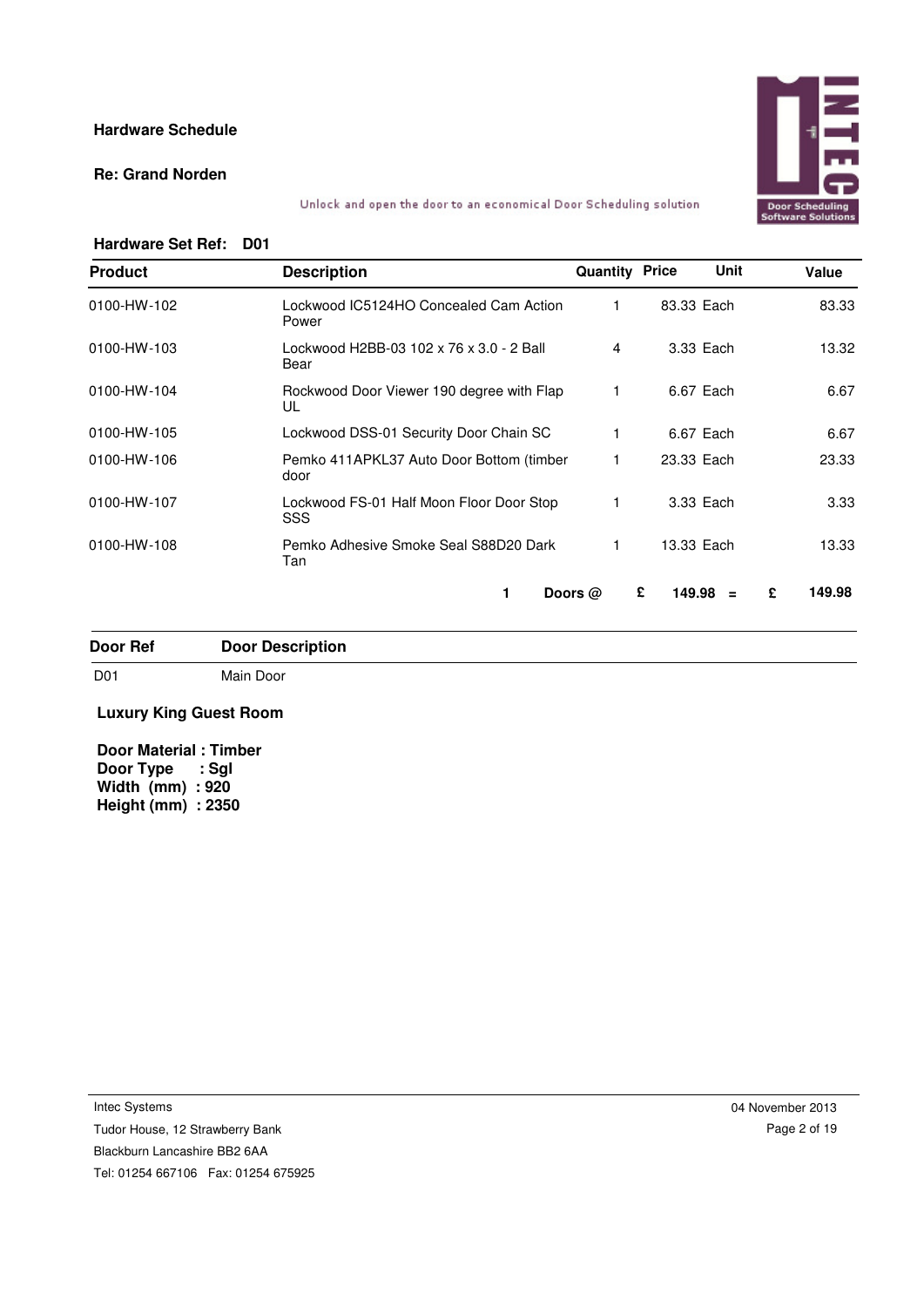**Hardware Schedule**

**Re: Grand Norden**

Unlock and open the door to an economical Door Scheduling solution

**Hardware Set Ref: D01**

| Product | Description | Quantity | Price | Unit | Value |
|---|---|---|---|---|---|
| 0100-HW-102 | Lockwood IC5124HO Concealed Cam Action Power | 1 | 83.33 | Each | 83.33 |
| 0100-HW-103 | Lockwood H2BB-03 102 x 76 x 3.0 - 2 Ball Bear | 4 | 3.33 | Each | 13.32 |
| 0100-HW-104 | Rockwood Door Viewer 190 degree with Flap UL | 1 | 6.67 | Each | 6.67 |
| 0100-HW-105 | Lockwood DSS-01 Security Door Chain SC | 1 | 6.67 | Each | 6.67 |
| 0100-HW-106 | Pemko 411APKL37 Auto Door Bottom (timber door | 1 | 23.33 | Each | 23.33 |
| 0100-HW-107 | Lockwood FS-01 Half Moon Floor Door Stop SSS | 1 | 3.33 | Each | 3.33 |
| 0100-HW-108 | Pemko Adhesive Smoke Seal S88D20 Dark Tan | 1 | 13.33 | Each | 13.33 |

**1 Doors @ £ 149.98 = £ 149.98**

| Door Ref | Door Description |
|---|---|
| D01 | Main Door |

**Luxury King Guest Room**

**Door Material : Timber**
**Door Type : Sgl**
**Width (mm) : 920**
**Height (mm) : 2350**

Intec Systems
Tudor House, 12 Strawberry Bank
Blackburn Lancashire BB2 6AA
Tel: 01254 667106 Fax: 01254 675925

04 November 2013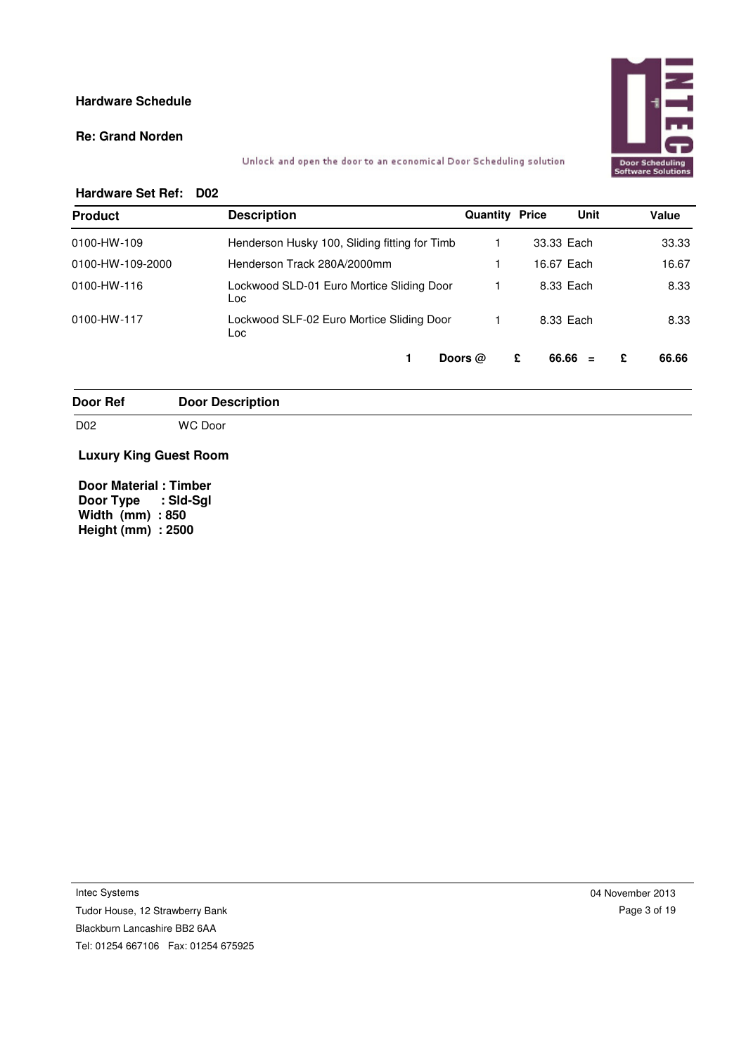**Hardware Schedule**

**Re: Grand Norden**

Unlock and open the door to an economical Door Scheduling solution

**Hardware Set Ref: D02**

| Product | Description | Quantity | Price | Unit | Value |
|---|---|---|---|---|---|
| 0100-HW-109 | Henderson Husky 100, Sliding fitting for Timb | 1 | 33.33 | Each | 33.33 |
| 0100-HW-109-2000 | Henderson Track 280A/2000mm | 1 | 16.67 | Each | 16.67 |
| 0100-HW-116 | Lockwood SLD-01 Euro Mortice Sliding Door Loc | 1 | 8.33 | Each | 8.33 |
| 0100-HW-117 | Lockwood SLF-02 Euro Mortice Sliding Door Loc | 1 | 8.33 | Each | 8.33 |

**1 Doors @ £ 66.66 = £ 66.66**

| Door Ref | Door Description |
|---|---|
| D02 | WC Door |

**Luxury King Guest Room**

**Door Material : Timber**
**Door Type : Sld-Sgl**
**Width (mm) : 850**
**Height (mm) : 2500**

Intec Systems
Tudor House, 12 Strawberry Bank
Blackburn Lancashire BB2 6AA
Tel: 01254 667106 Fax: 01254 675925

04 November 2013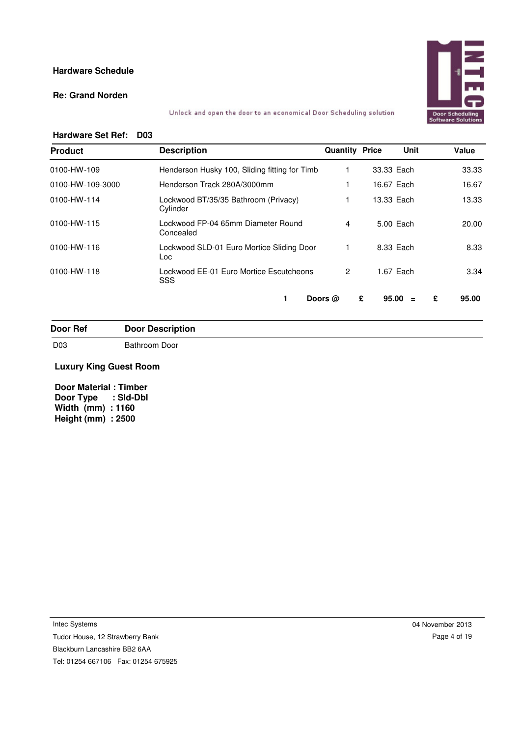**Hardware Schedule**

**Re: Grand Norden**

Unlock and open the door to an economical Door Scheduling solution

**Hardware Set Ref: D03**

| Product | Description | Quantity | Price | Unit | Value |
|---|---|---|---|---|---|
| 0100-HW-109 | Henderson Husky 100, Sliding fitting for Timb | 1 | 33.33 | Each | 33.33 |
| 0100-HW-109-3000 | Henderson Track 280A/3000mm | 1 | 16.67 | Each | 16.67 |
| 0100-HW-114 | Lockwood BT/35/35 Bathroom (Privacy) Cylinder | 1 | 13.33 | Each | 13.33 |
| 0100-HW-115 | Lockwood FP-04 65mm Diameter Round Concealed | 4 | 5.00 | Each | 20.00 |
| 0100-HW-116 | Lockwood SLD-01 Euro Mortice Sliding Door Loc | 1 | 8.33 | Each | 8.33 |
| 0100-HW-118 | Lockwood EE-01 Euro Mortice Escutcheons SSS | 2 | 1.67 | Each | 3.34 |

**1 Doors @ £ 95.00 = £ 95.00**

| Door Ref | Door Description |
|---|---|
| D03 | Bathroom Door |

**Luxury King Guest Room**

**Door Material : Timber**
**Door Type : Sld-Dbl**
**Width (mm) : 1160**
**Height (mm) : 2500**

Intec Systems
Tudor House, 12 Strawberry Bank
Blackburn Lancashire BB2 6AA
Tel: 01254 667106 Fax: 01254 675925

04 November 2013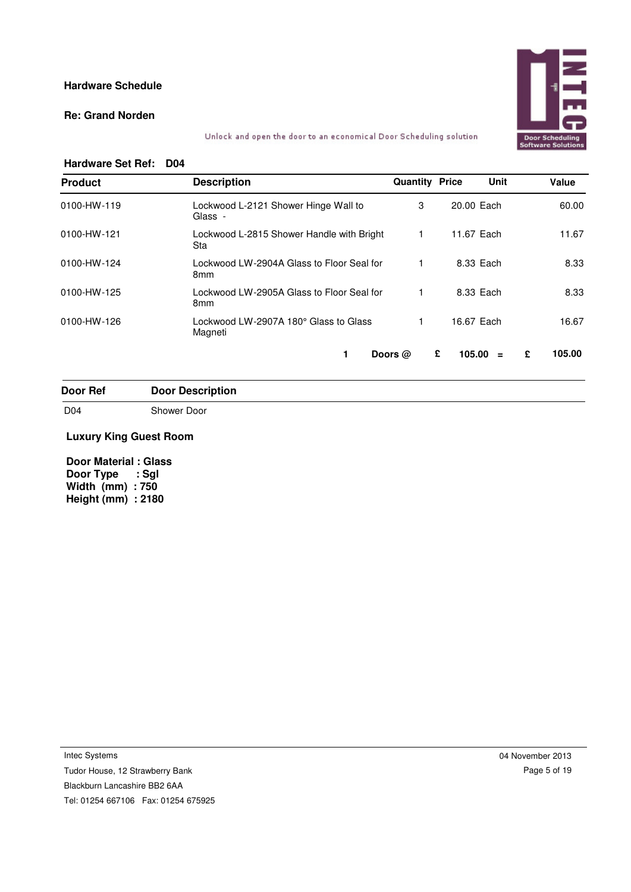**Hardware Schedule**

**Re: Grand Norden**

Unlock and open the door to an economical Door Scheduling solution

**Hardware Set Ref: D04**

| Product | Description | Quantity | Price | Unit | Value |
|---|---|---|---|---|---|
| 0100-HW-119 | Lockwood L-2121 Shower Hinge Wall to Glass - | 3 | 20.00 | Each | 60.00 |
| 0100-HW-121 | Lockwood L-2815 Shower Handle with Bright Sta | 1 | 11.67 | Each | 11.67 |
| 0100-HW-124 | Lockwood LW-2904A Glass to Floor Seal for 8mm | 1 | 8.33 | Each | 8.33 |
| 0100-HW-125 | Lockwood LW-2905A Glass to Floor Seal for 8mm | 1 | 8.33 | Each | 8.33 |
| 0100-HW-126 | Lockwood LW-2907A 180° Glass to Glass Magneti | 1 | 16.67 | Each | 16.67 |
| | **1 Doors @** | | **£ 105.00** | **=** | **£ 105.00** |

| Door Ref | Door Description |
|---|---|
| D04 | Shower Door |

**Luxury King Guest Room**

**Door Material : Glass**
**Door Type : Sgl**
**Width (mm) : 750**
**Height (mm) : 2180**

Intec Systems
Tudor House, 12 Strawberry Bank
Blackburn Lancashire BB2 6AA
Tel: 01254 667106 Fax: 01254 675925

04 November 2013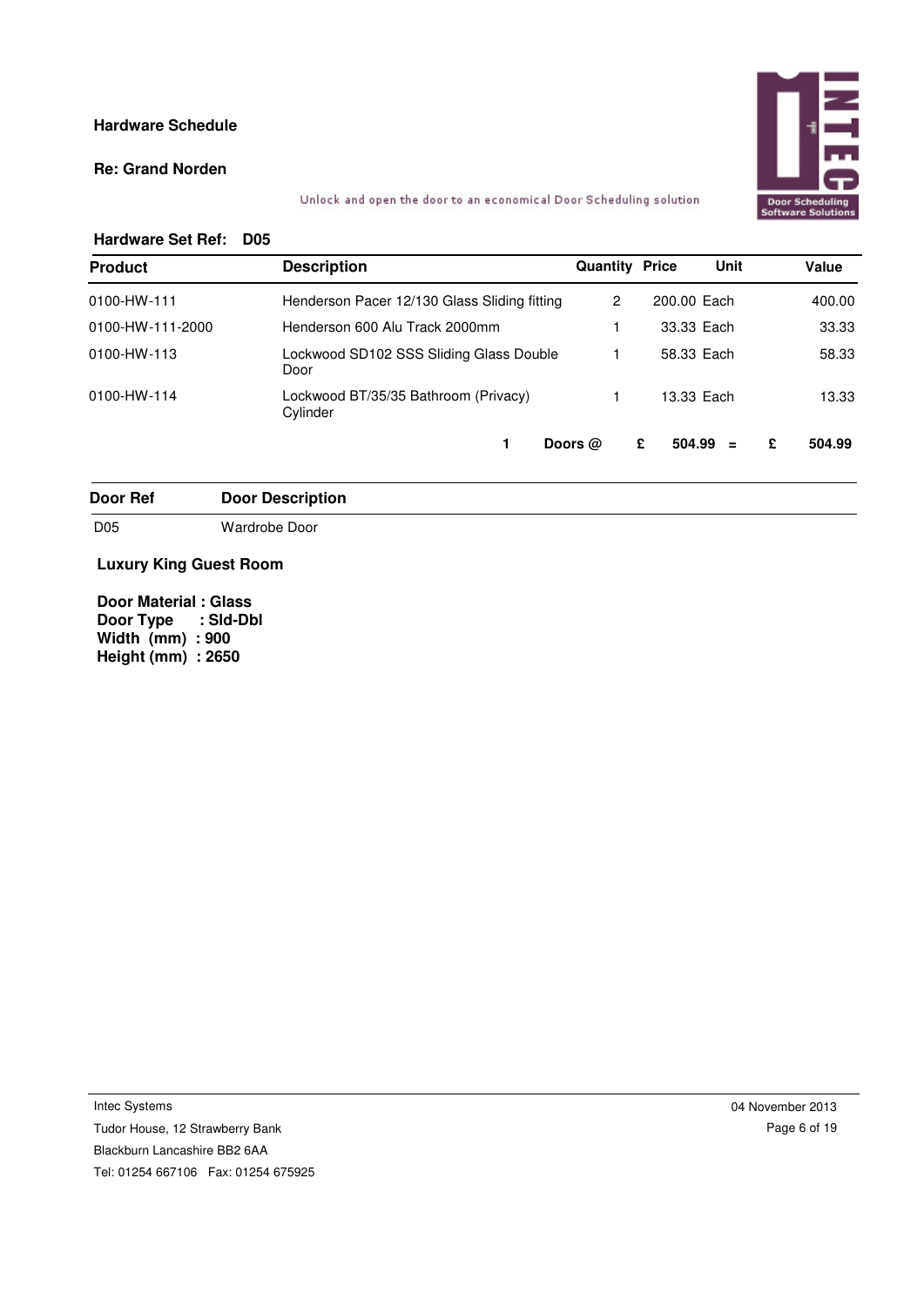**Hardware Schedule**

**Re: Grand Norden**

Unlock and open the door to an economical Door Scheduling solution

**Hardware Set Ref: D05**

| Product | Description | Quantity | Price | Unit | Value |
|---|---|---|---|---|---|
| 0100-HW-111 | Henderson Pacer 12/130 Glass Sliding fitting | 2 | 200.00 | Each | 400.00 |
| 0100-HW-111-2000 | Henderson 600 Alu Track 2000mm | 1 | 33.33 | Each | 33.33 |
| 0100-HW-113 | Lockwood SD102 SSS Sliding Glass Double Door | 1 | 58.33 | Each | 58.33 |
| 0100-HW-114 | Lockwood BT/35/35 Bathroom (Privacy) Cylinder | 1 | 13.33 | Each | 13.33 |

**1 Doors @ £ 504.99 = £ 504.99**

| Door Ref | Door Description |
|---|---|
| D05 | Wardrobe Door |

**Luxury King Guest Room**

**Door Material : Glass**
**Door Type : Sld-Dbl**
**Width (mm) : 900**
**Height (mm) : 2650**

Intec Systems
Tudor House, 12 Strawberry Bank
Blackburn Lancashire BB2 6AA
Tel: 01254 667106 Fax: 01254 675925

04 November 2013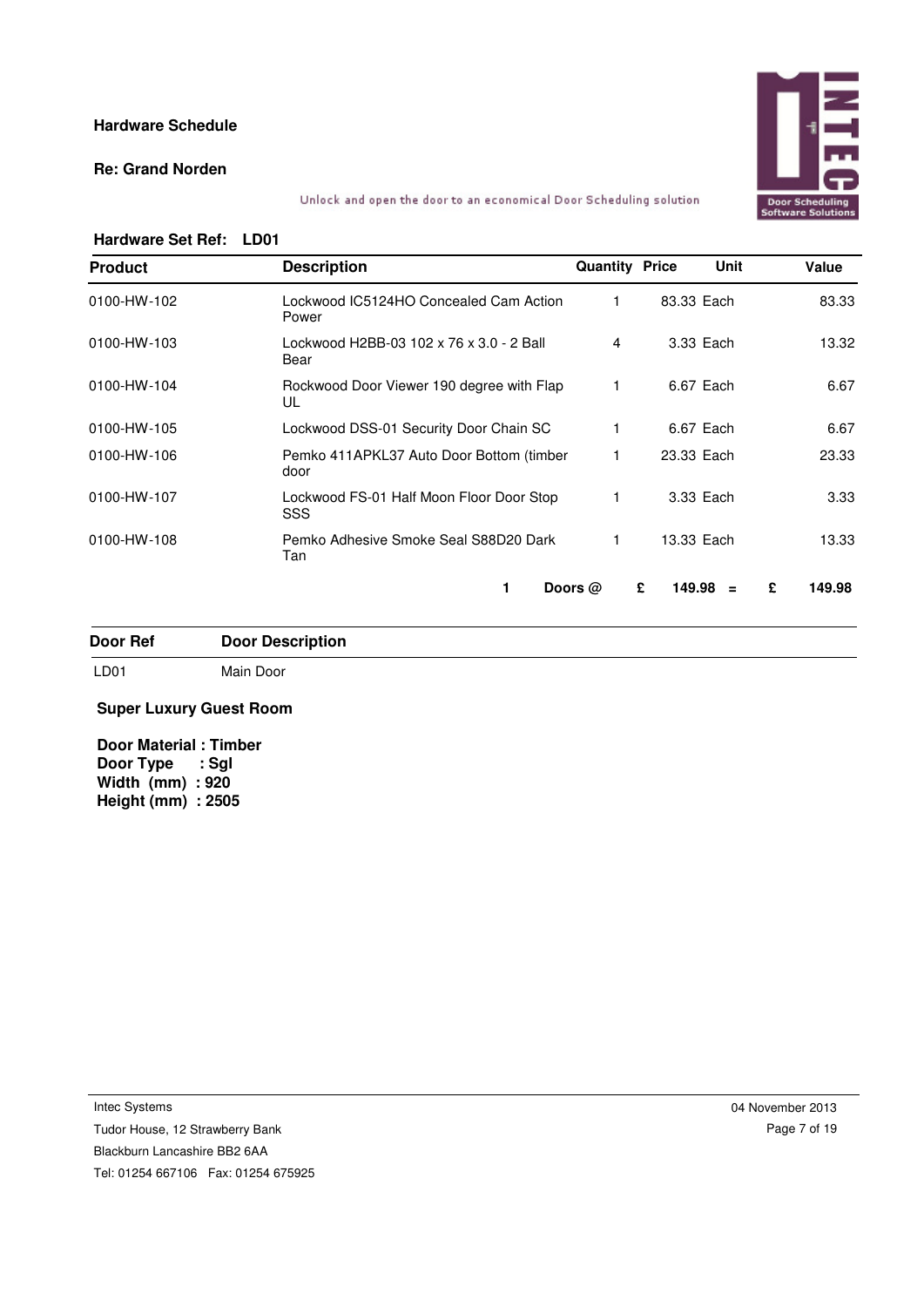**Hardware Schedule**

**Re: Grand Norden**

Unlock and open the door to an economical Door Scheduling solution

**Hardware Set Ref: LD01**

| Product | Description | Quantity | Price | Unit | Value |
|---|---|---|---|---|---|
| 0100-HW-102 | Lockwood IC5124HO Concealed Cam Action Power | 1 | 83.33 | Each | 83.33 |
| 0100-HW-103 | Lockwood H2BB-03 102 x 76 x 3.0 - 2 Ball Bear | 4 | 3.33 | Each | 13.32 |
| 0100-HW-104 | Rockwood Door Viewer 190 degree with Flap UL | 1 | 6.67 | Each | 6.67 |
| 0100-HW-105 | Lockwood DSS-01 Security Door Chain SC | 1 | 6.67 | Each | 6.67 |
| 0100-HW-106 | Pemko 411APKL37 Auto Door Bottom (timber door | 1 | 23.33 | Each | 23.33 |
| 0100-HW-107 | Lockwood FS-01 Half Moon Floor Door Stop SSS | 1 | 3.33 | Each | 3.33 |
| 0100-HW-108 | Pemko Adhesive Smoke Seal S88D20 Dark Tan | 1 | 13.33 | Each | 13.33 |

**1 Doors @ £ 149.98 = £ 149.98**

| Door Ref | Door Description |
|---|---|
| LD01 | Main Door |

**Super Luxury Guest Room**

**Door Material : Timber**
**Door Type : Sgl**
**Width (mm) : 920**
**Height (mm) : 2505**

Intec Systems
Tudor House, 12 Strawberry Bank
Blackburn Lancashire BB2 6AA
Tel: 01254 667106 Fax: 01254 675925

04 November 2013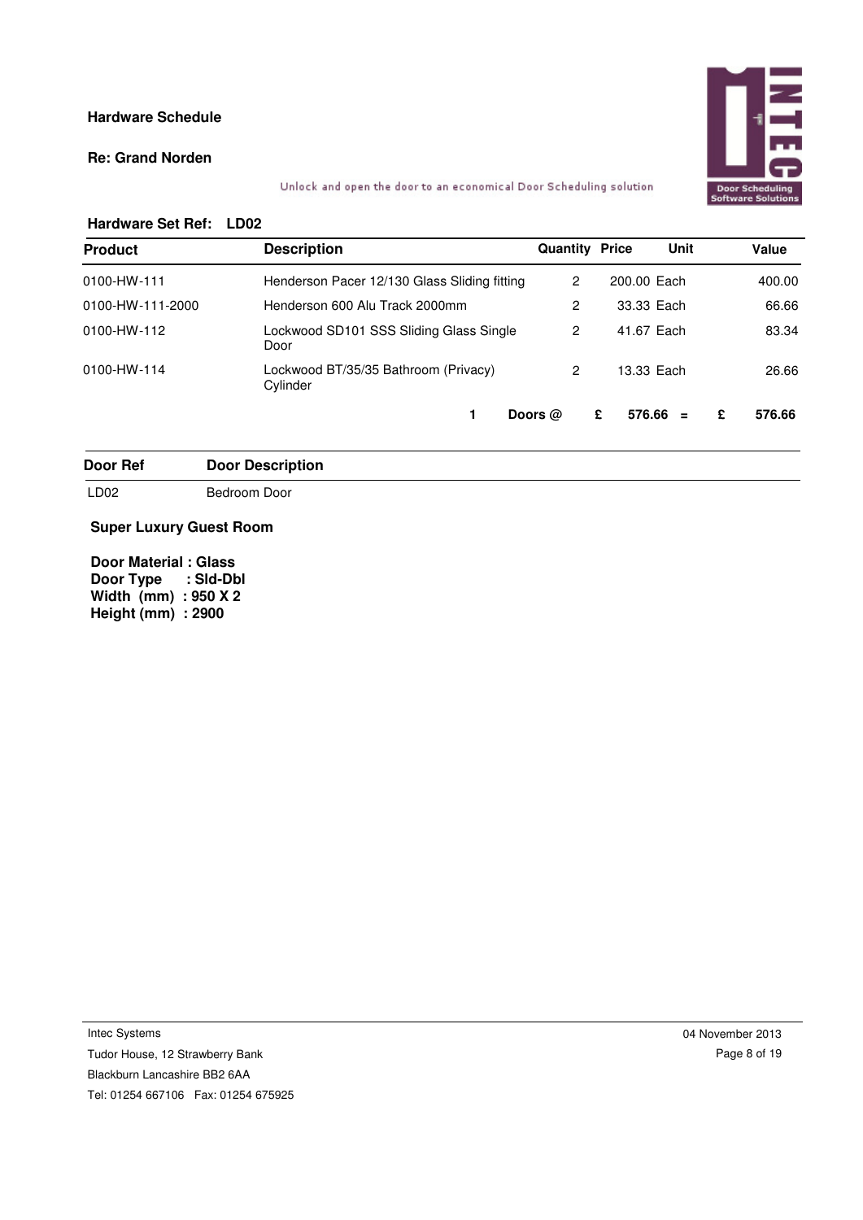**Hardware Schedule**

**Re: Grand Norden**

Unlock and open the door to an economical Door Scheduling solution

**Hardware Set Ref: LD02**

| Product | Description | Quantity | Price | Unit | Value |
|---|---|---|---|---|---|
| 0100-HW-111 | Henderson Pacer 12/130 Glass Sliding fitting | 2 | 200.00 | Each | 400.00 |
| 0100-HW-111-2000 | Henderson 600 Alu Track 2000mm | 2 | 33.33 | Each | 66.66 |
| 0100-HW-112 | Lockwood SD101 SSS Sliding Glass Single Door | 2 | 41.67 | Each | 83.34 |
| 0100-HW-114 | Lockwood BT/35/35 Bathroom (Privacy) Cylinder | 2 | 13.33 | Each | 26.66 |
| | **1 Doors @** | | **£ 576.66** | **=** | **£ 576.66** |

| Door Ref | Door Description |
|---|---|
| LD02 | Bedroom Door |

**Super Luxury Guest Room**

**Door Material : Glass**
**Door Type : Sld-Dbl**
**Width (mm) : 950 X 2**
**Height (mm) : 2900**

Intec Systems
Tudor House, 12 Strawberry Bank
Blackburn Lancashire BB2 6AA
Tel: 01254 667106 Fax: 01254 675925

04 November 2013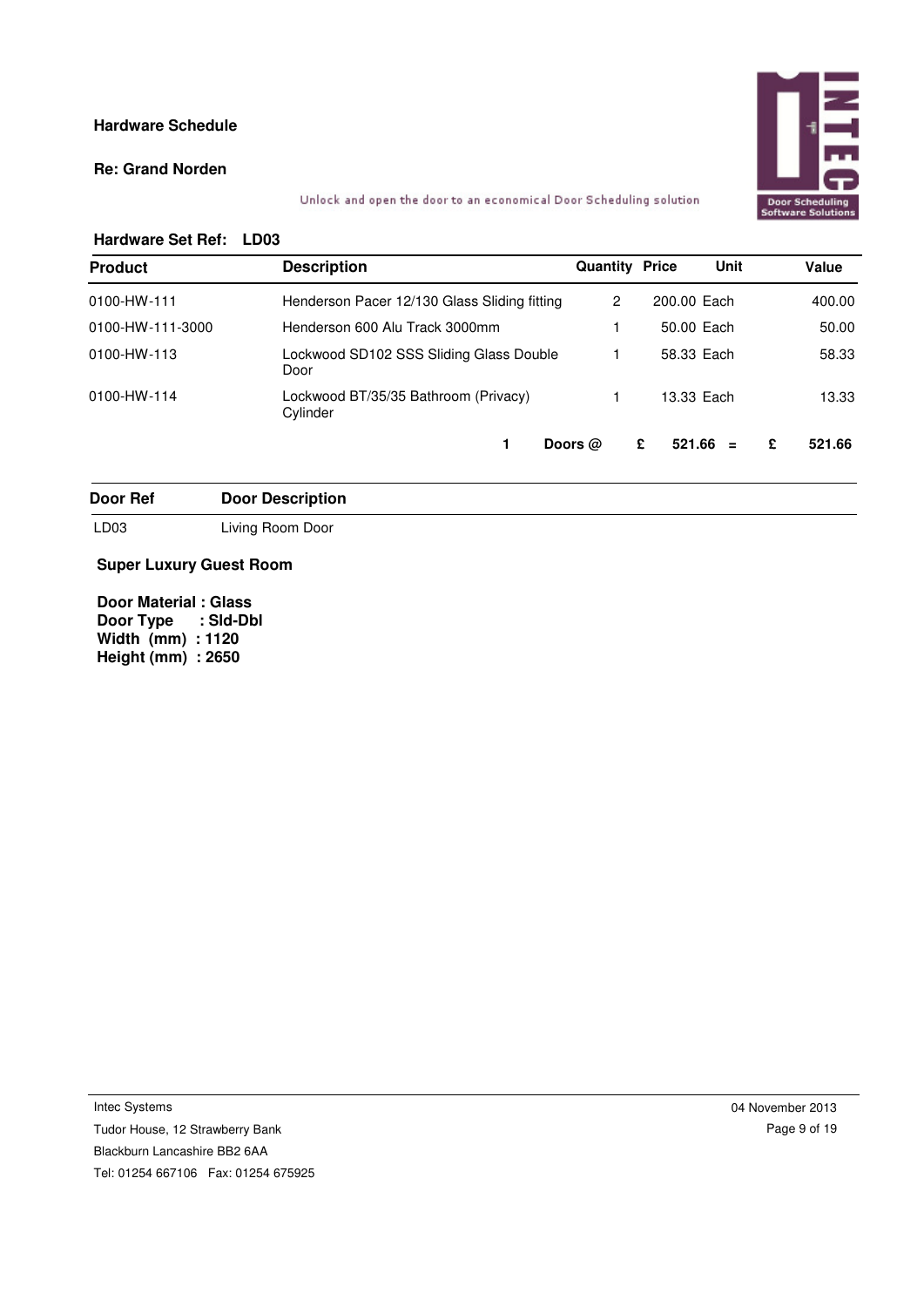**Hardware Schedule**

**Re: Grand Norden**

Unlock and open the door to an economical Door Scheduling solution

**Hardware Set Ref: LD03**

| Product | Description | Quantity | Price | Unit | Value |
|---|---|---|---|---|---|
| 0100-HW-111 | Henderson Pacer 12/130 Glass Sliding fitting | 2 | 200.00 | Each | 400.00 |
| 0100-HW-111-3000 | Henderson 600 Alu Track 3000mm | 1 | 50.00 | Each | 50.00 |
| 0100-HW-113 | Lockwood SD102 SSS Sliding Glass Double Door | 1 | 58.33 | Each | 58.33 |
| 0100-HW-114 | Lockwood BT/35/35 Bathroom (Privacy) Cylinder | 1 | 13.33 | Each | 13.33 |
| | **1 Doors @** | | **£ 521.66** | **=** | **£ 521.66** |

| Door Ref | Door Description |
|---|---|
| LD03 | Living Room Door |

**Super Luxury Guest Room**

**Door Material : Glass**
**Door Type : Sld-Dbl**
**Width (mm) : 1120**
**Height (mm) : 2650**

Intec Systems
Tudor House, 12 Strawberry Bank
Blackburn Lancashire BB2 6AA
Tel: 01254 667106 Fax: 01254 675925

04 November 2013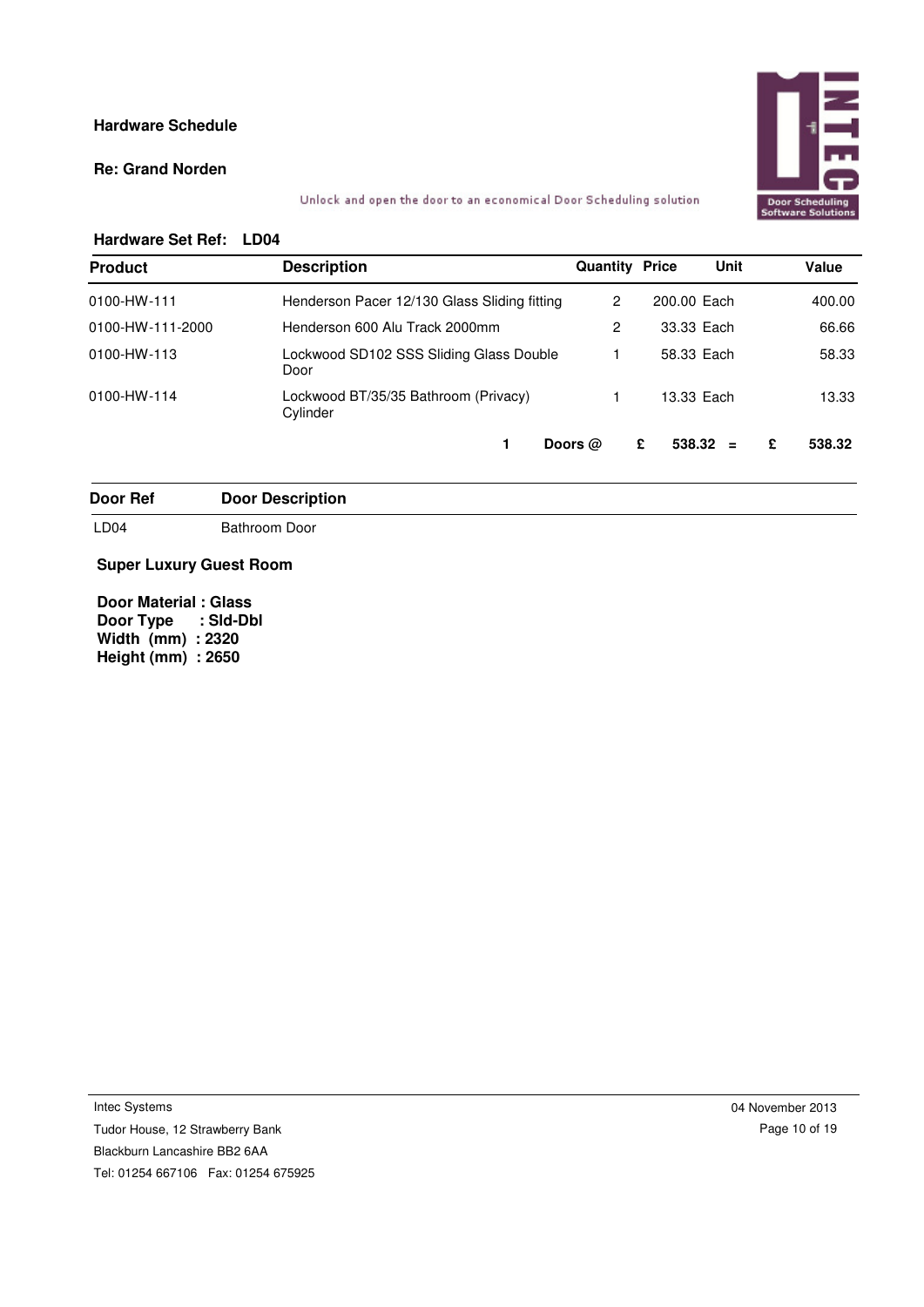**Hardware Schedule**

**Re: Grand Norden**

Unlock and open the door to an economical Door Scheduling solution

**Hardware Set Ref: LD04**

| Product | Description | Quantity | Price | Unit | Value |
|---|---|---|---|---|---|
| 0100-HW-111 | Henderson Pacer 12/130 Glass Sliding fitting | 2 | 200.00 | Each | 400.00 |
| 0100-HW-111-2000 | Henderson 600 Alu Track 2000mm | 2 | 33.33 | Each | 66.66 |
| 0100-HW-113 | Lockwood SD102 SSS Sliding Glass Double Door | 1 | 58.33 | Each | 58.33 |
| 0100-HW-114 | Lockwood BT/35/35 Bathroom (Privacy) Cylinder | 1 | 13.33 | Each | 13.33 |

**1 Doors @ £ 538.32 = £ 538.32**

| Door Ref | Door Description |
|---|---|
| LD04 | Bathroom Door |

**Super Luxury Guest Room**

**Door Material : Glass**
**Door Type : Sld-Dbl**
**Width (mm) : 2320**
**Height (mm) : 2650**

Intec Systems
Tudor House, 12 Strawberry Bank
Blackburn Lancashire BB2 6AA
Tel: 01254 667106 Fax: 01254 675925

04 November 2013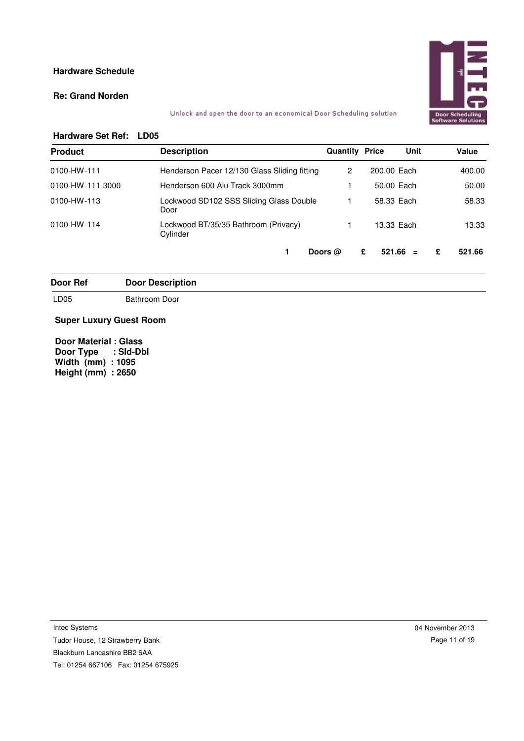**Hardware Schedule**

**Re: Grand Norden**

Unlock and open the door to an economical Door Scheduling solution

**Hardware Set Ref: LD05**

| Product | Description | Quantity | Price | Unit | Value |
|---|---|---|---|---|---|
| 0100-HW-111 | Henderson Pacer 12/130 Glass Sliding fitting | 2 | 200.00 | Each | 400.00 |
| 0100-HW-111-3000 | Henderson 600 Alu Track 3000mm | 1 | 50.00 | Each | 50.00 |
| 0100-HW-113 | Lockwood SD102 SSS Sliding Glass Double Door | 1 | 58.33 | Each | 58.33 |
| 0100-HW-114 | Lockwood BT/35/35 Bathroom (Privacy) Cylinder | 1 | 13.33 | Each | 13.33 |
| | **1 Doors @** | | **£ 521.66** | **=** | **£ 521.66** |

| Door Ref | Door Description |
|---|---|
| LD05 | Bathroom Door |

**Super Luxury Guest Room**

**Door Material : Glass**
**Door Type : Sld-Dbl**
**Width (mm) : 1095**
**Height (mm) : 2650**

Intec Systems
Tudor House, 12 Strawberry Bank
Blackburn Lancashire BB2 6AA
Tel: 01254 667106 Fax: 01254 675925

04 November 2013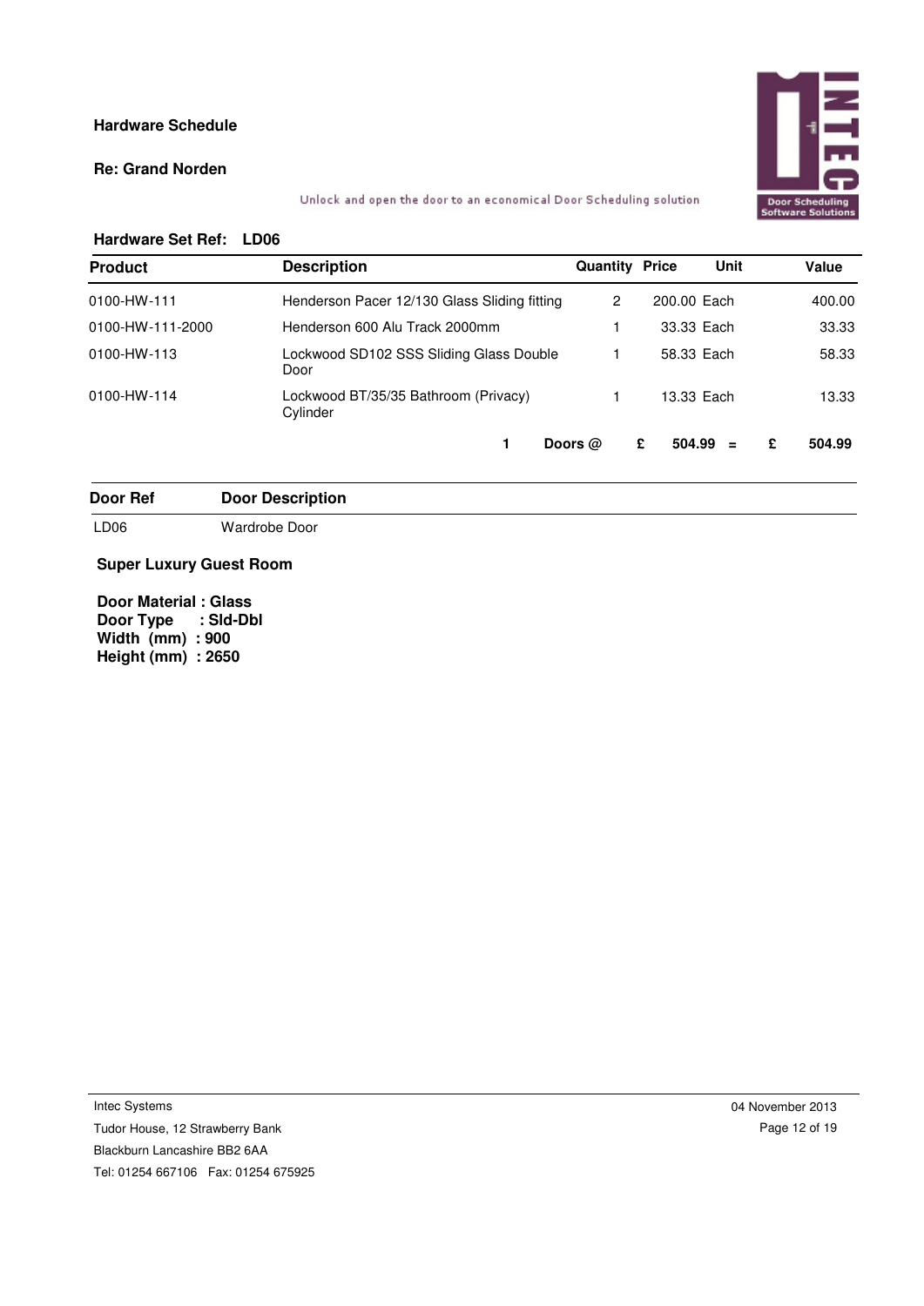**Hardware Schedule**

**Re: Grand Norden**

Unlock and open the door to an economical Door Scheduling solution

**Hardware Set Ref: LD06**

| Product | Description | Quantity | Price | Unit | Value |
|---|---|---|---|---|---|
| 0100-HW-111 | Henderson Pacer 12/130 Glass Sliding fitting | 2 | 200.00 | Each | 400.00 |
| 0100-HW-111-2000 | Henderson 600 Alu Track 2000mm | 1 | 33.33 | Each | 33.33 |
| 0100-HW-113 | Lockwood SD102 SSS Sliding Glass Double Door | 1 | 58.33 | Each | 58.33 |
| 0100-HW-114 | Lockwood BT/35/35 Bathroom (Privacy) Cylinder | 1 | 13.33 | Each | 13.33 |

**1 Doors @ £ 504.99 = £ 504.99**

| Door Ref | Door Description |
|---|---|
| LD06 | Wardrobe Door |

**Super Luxury Guest Room**

**Door Material : Glass**
**Door Type : Sld-Dbl**
**Width (mm) : 900**
**Height (mm) : 2650**

Intec Systems
Tudor House, 12 Strawberry Bank
Blackburn Lancashire BB2 6AA
Tel: 01254 667106 Fax: 01254 675925

04 November 2013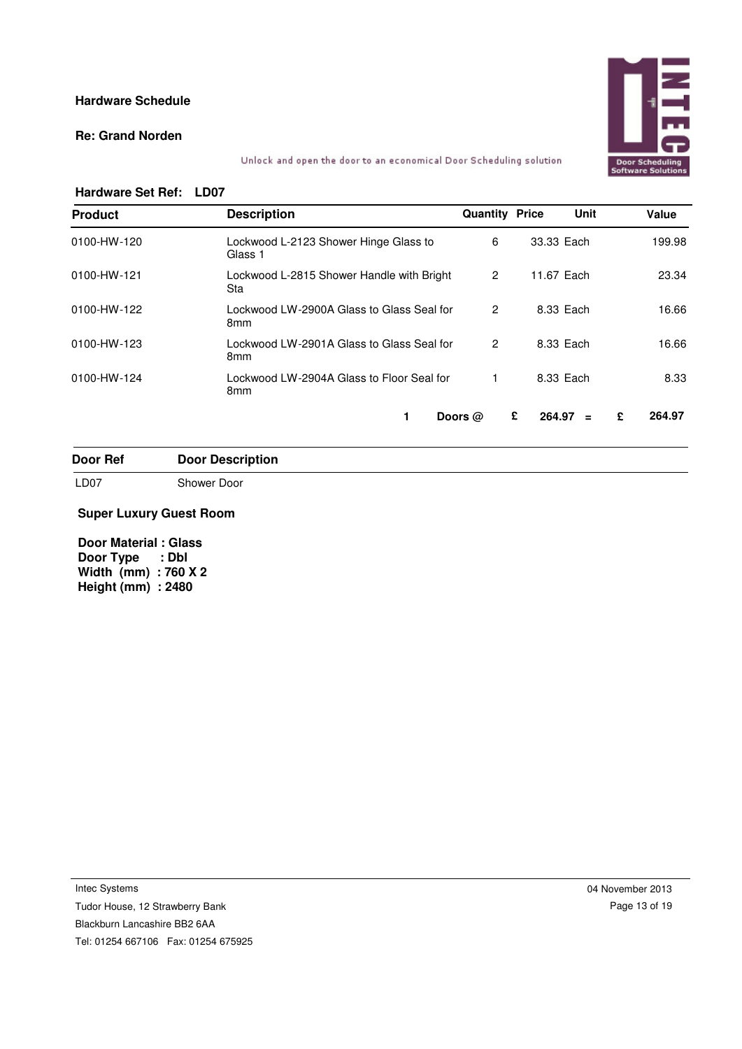**Hardware Schedule**

**Re: Grand Norden**

Unlock and open the door to an economical Door Scheduling solution

**Hardware Set Ref: LD07**

| Product | Description | Quantity | Price | Unit | Value |
|---|---|---|---|---|---|
| 0100-HW-120 | Lockwood L-2123 Shower Hinge Glass to Glass 1 | 6 | 33.33 | Each | 199.98 |
| 0100-HW-121 | Lockwood L-2815 Shower Handle with Bright Sta | 2 | 11.67 | Each | 23.34 |
| 0100-HW-122 | Lockwood LW-2900A Glass to Glass Seal for 8mm | 2 | 8.33 | Each | 16.66 |
| 0100-HW-123 | Lockwood LW-2901A Glass to Glass Seal for 8mm | 2 | 8.33 | Each | 16.66 |
| 0100-HW-124 | Lockwood LW-2904A Glass to Floor Seal for 8mm | 1 | 8.33 | Each | 8.33 |
| | **1 Doors @** | | **£ 264.97** | **=** | **£ 264.97** |

| Door Ref | Door Description |
|---|---|
| LD07 | Shower Door |

**Super Luxury Guest Room**

**Door Material : Glass**
**Door Type : Dbl**
**Width (mm) : 760 X 2**
**Height (mm) : 2480**

Intec Systems
Tudor House, 12 Strawberry Bank
Blackburn Lancashire BB2 6AA
Tel: 01254 667106 Fax: 01254 675925

04 November 2013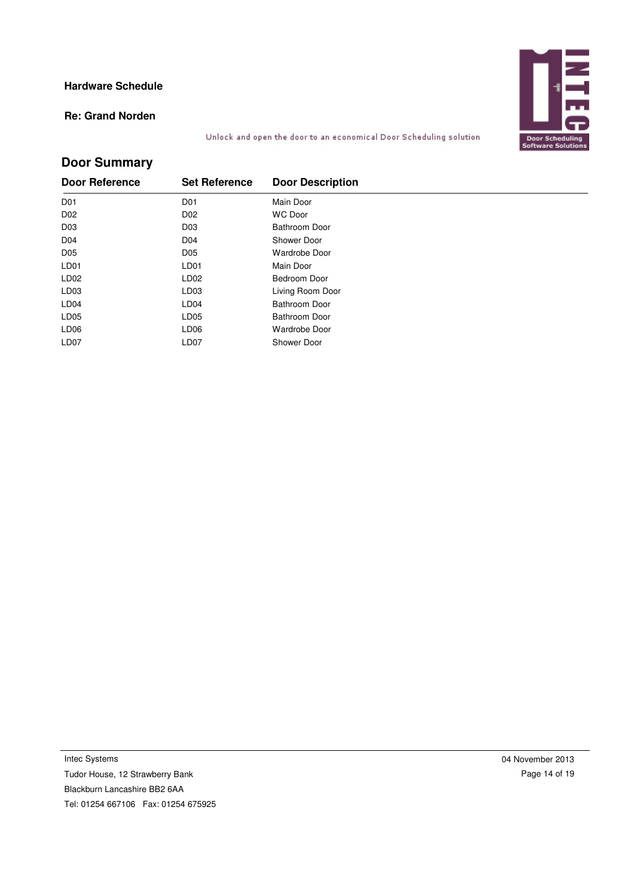**Hardware Schedule**

**Re: Grand Norden**

Unlock and open the door to an economical Door Scheduling solution

## Door Summary

| Door Reference | Set Reference | Door Description |
|---|---|---|
| D01 | D01 | Main Door |
| D02 | D02 | WC Door |
| D03 | D03 | Bathroom Door |
| D04 | D04 | Shower Door |
| D05 | D05 | Wardrobe Door |
| LD01 | LD01 | Main Door |
| LD02 | LD02 | Bedroom Door |
| LD03 | LD03 | Living Room Door |
| LD04 | LD04 | Bathroom Door |
| LD05 | LD05 | Bathroom Door |
| LD06 | LD06 | Wardrobe Door |
| LD07 | LD07 | Shower Door |

Intec Systems
Tudor House, 12 Strawberry Bank
Blackburn Lancashire BB2 6AA
Tel: 01254 667106 Fax: 01254 675925

04 November 2013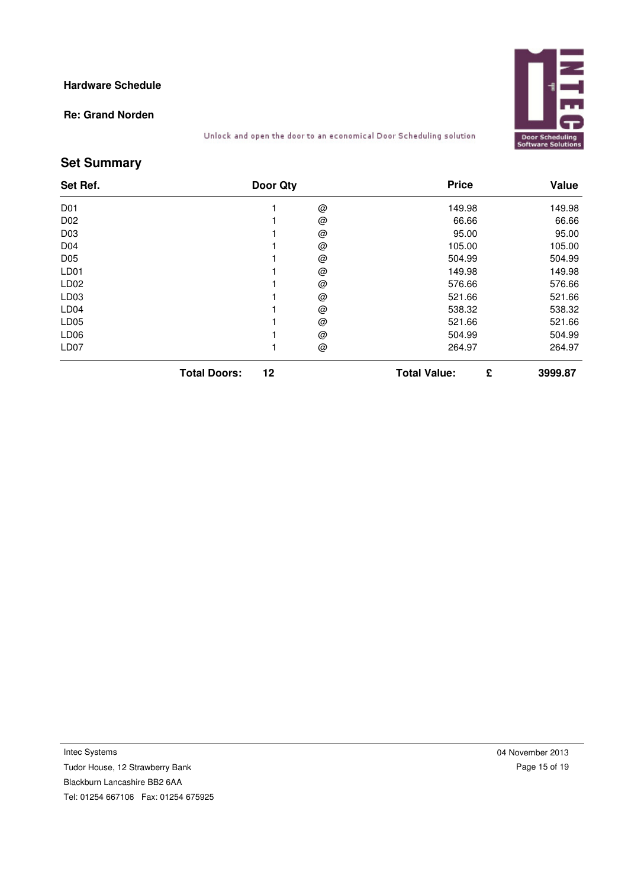**Hardware Schedule**

**Re: Grand Norden**

Unlock and open the door to an economical Door Scheduling solution

## Set Summary

| Set Ref. | Door Qty | | Price | Value |
|---|---|---|---|---|
| D01 | 1 | @ | 149.98 | 149.98 |
| D02 | 1 | @ | 66.66 | 66.66 |
| D03 | 1 | @ | 95.00 | 95.00 |
| D04 | 1 | @ | 105.00 | 105.00 |
| D05 | 1 | @ | 504.99 | 504.99 |
| LD01 | 1 | @ | 149.98 | 149.98 |
| LD02 | 1 | @ | 576.66 | 576.66 |
| LD03 | 1 | @ | 521.66 | 521.66 |
| LD04 | 1 | @ | 538.32 | 538.32 |
| LD05 | 1 | @ | 521.66 | 521.66 |
| LD06 | 1 | @ | 504.99 | 504.99 |
| LD07 | 1 | @ | 264.97 | 264.97 |
| **Total Doors:** | **12** | | **Total Value:** **£** | **3999.87** |

Intec Systems
Tudor House, 12 Strawberry Bank
Blackburn Lancashire BB2 6AA
Tel: 01254 667106 Fax: 01254 675925

04 November 2013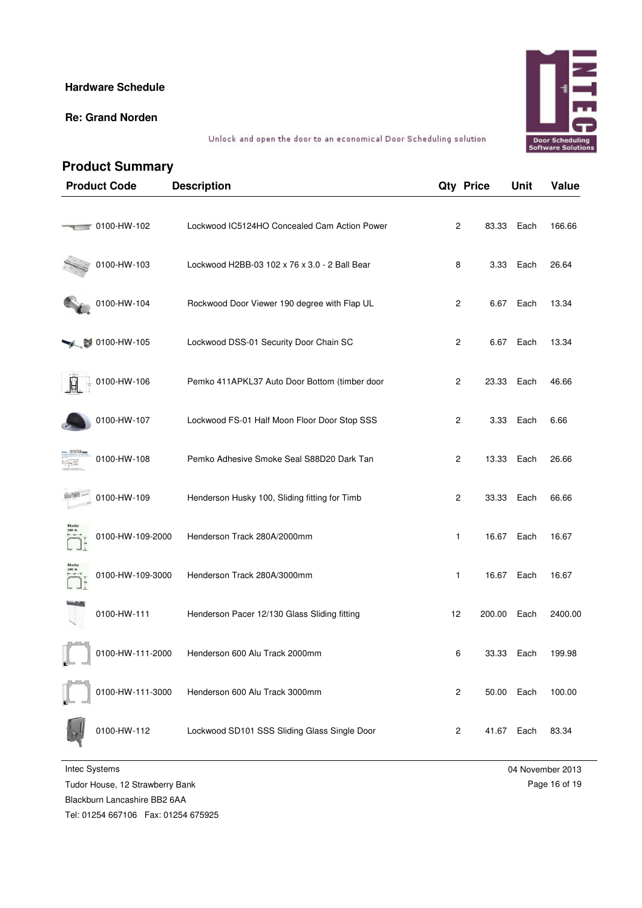**Hardware Schedule**

**Re: Grand Norden**

Unlock and open the door to an economical Door Scheduling solution

## Product Summary

| Product Code | Description | Qty | Price | Unit | Value |
|---|---|---|---|---|---|
| 0100-HW-102 | Lockwood IC5124HO Concealed Cam Action Power | 2 | 83.33 | Each | 166.66 |
| 0100-HW-103 | Lockwood H2BB-03 102 x 76 x 3.0 - 2 Ball Bear | 8 | 3.33 | Each | 26.64 |
| 0100-HW-104 | Rockwood Door Viewer 190 degree with Flap UL | 2 | 6.67 | Each | 13.34 |
| 0100-HW-105 | Lockwood DSS-01 Security Door Chain SC | 2 | 6.67 | Each | 13.34 |
| 0100-HW-106 | Pemko 411APKL37 Auto Door Bottom (timber door | 2 | 23.33 | Each | 46.66 |
| 0100-HW-107 | Lockwood FS-01 Half Moon Floor Door Stop SSS | 2 | 3.33 | Each | 6.66 |
| 0100-HW-108 | Pemko Adhesive Smoke Seal S88D20 Dark Tan | 2 | 13.33 | Each | 26.66 |
| 0100-HW-109 | Henderson Husky 100, Sliding fitting for Timb | 2 | 33.33 | Each | 66.66 |
| 0100-HW-109-2000 | Henderson Track 280A/2000mm | 1 | 16.67 | Each | 16.67 |
| 0100-HW-109-3000 | Henderson Track 280A/3000mm | 1 | 16.67 | Each | 16.67 |
| 0100-HW-111 | Henderson Pacer 12/130 Glass Sliding fitting | 12 | 200.00 | Each | 2400.00 |
| 0100-HW-111-2000 | Henderson 600 Alu Track 2000mm | 6 | 33.33 | Each | 199.98 |
| 0100-HW-111-3000 | Henderson 600 Alu Track 3000mm | 2 | 50.00 | Each | 100.00 |
| 0100-HW-112 | Lockwood SD101 SSS Sliding Glass Single Door | 2 | 41.67 | Each | 83.34 |

Intec Systems
Tudor House, 12 Strawberry Bank
Blackburn Lancashire BB2 6AA
Tel: 01254 667106 Fax: 01254 675925

04 November 2013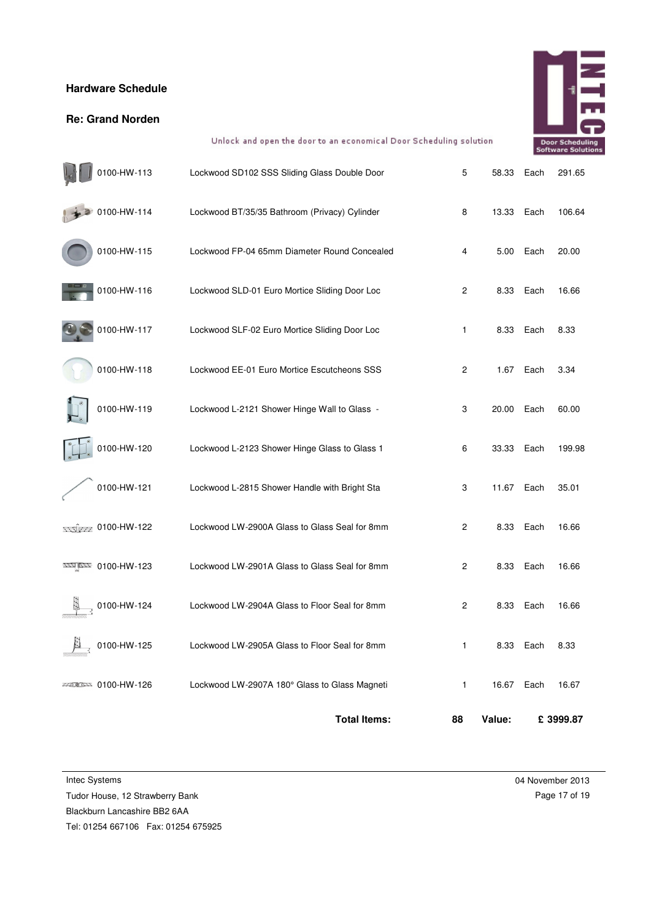## Hardware Schedule

## Re: Grand Norden

Unlock and open the door to an economical Door Scheduling solution

| Code | Description | Qty | Price | Unit | Total |
|---|---|---|---|---|---|
| 0100-HW-113 | Lockwood SD102 SSS Sliding Glass Double Door | 5 | 58.33 | Each | 291.65 |
| 0100-HW-114 | Lockwood BT/35/35 Bathroom (Privacy) Cylinder | 8 | 13.33 | Each | 106.64 |
| 0100-HW-115 | Lockwood FP-04 65mm Diameter Round Concealed | 4 | 5.00 | Each | 20.00 |
| 0100-HW-116 | Lockwood SLD-01 Euro Mortice Sliding Door Loc | 2 | 8.33 | Each | 16.66 |
| 0100-HW-117 | Lockwood SLF-02 Euro Mortice Sliding Door Loc | 1 | 8.33 | Each | 8.33 |
| 0100-HW-118 | Lockwood EE-01 Euro Mortice Escutcheons SSS | 2 | 1.67 | Each | 3.34 |
| 0100-HW-119 | Lockwood L-2121 Shower Hinge Wall to Glass - | 3 | 20.00 | Each | 60.00 |
| 0100-HW-120 | Lockwood L-2123 Shower Hinge Glass to Glass 1 | 6 | 33.33 | Each | 199.98 |
| 0100-HW-121 | Lockwood L-2815 Shower Handle with Bright Sta | 3 | 11.67 | Each | 35.01 |
| 0100-HW-122 | Lockwood LW-2900A Glass to Glass Seal for 8mm | 2 | 8.33 | Each | 16.66 |
| 0100-HW-123 | Lockwood LW-2901A Glass to Glass Seal for 8mm | 2 | 8.33 | Each | 16.66 |
| 0100-HW-124 | Lockwood LW-2904A Glass to Floor Seal for 8mm | 2 | 8.33 | Each | 16.66 |
| 0100-HW-125 | Lockwood LW-2905A Glass to Floor Seal for 8mm | 1 | 8.33 | Each | 8.33 |
| 0100-HW-126 | Lockwood LW-2907A 180° Glass to Glass Magneti | 1 | 16.67 | Each | 16.67 |

**Total Items: 88 Value: £ 3999.87**

Intec Systems
Tudor House, 12 Strawberry Bank
Blackburn Lancashire BB2 6AA
Tel: 01254 667106 Fax: 01254 675925

04 November 2013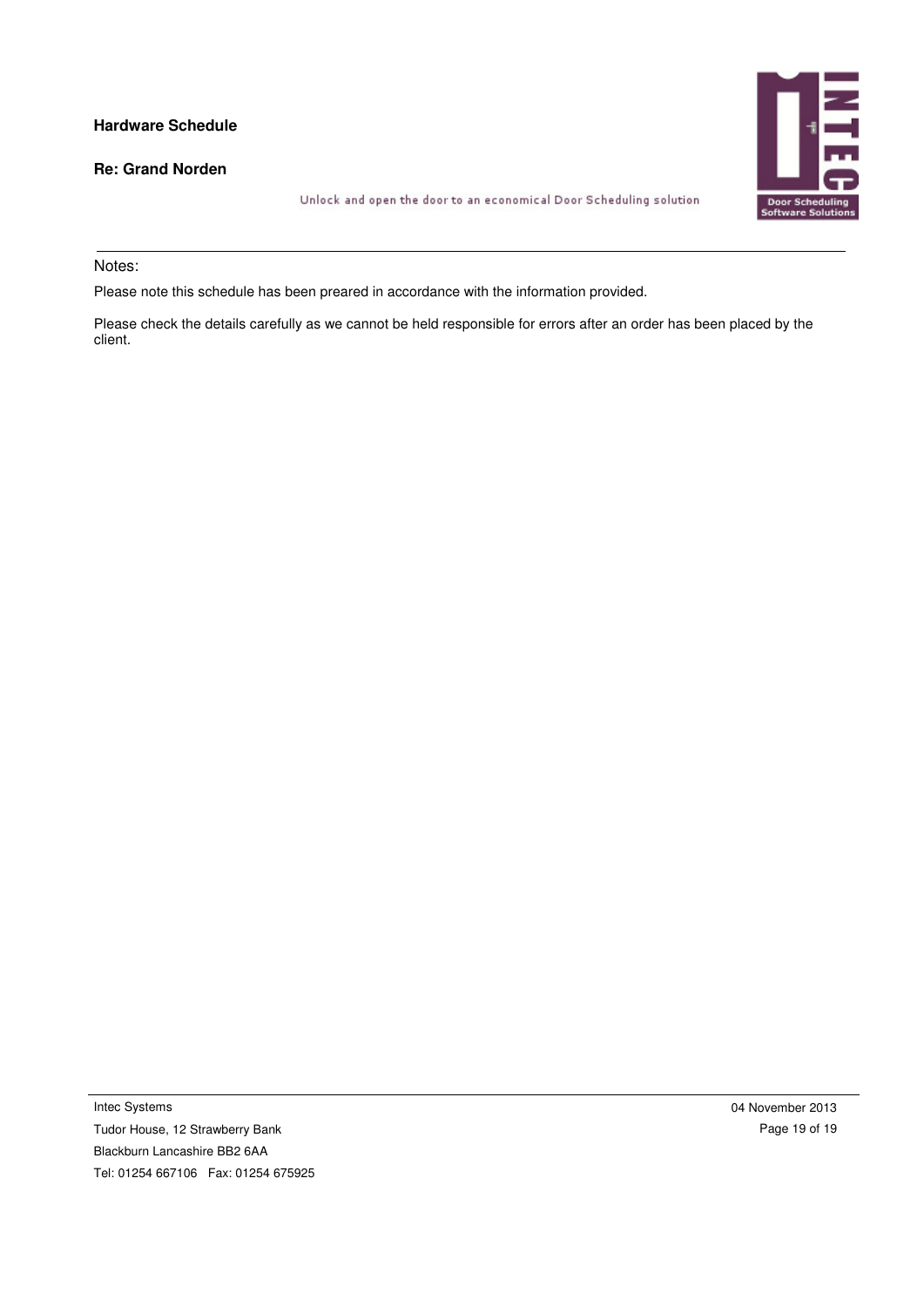Notes:

Please note this schedule has been preared in accordance with the information provided.

Please check the details carefully as we cannot be held responsible for errors after an order has been placed by the client.